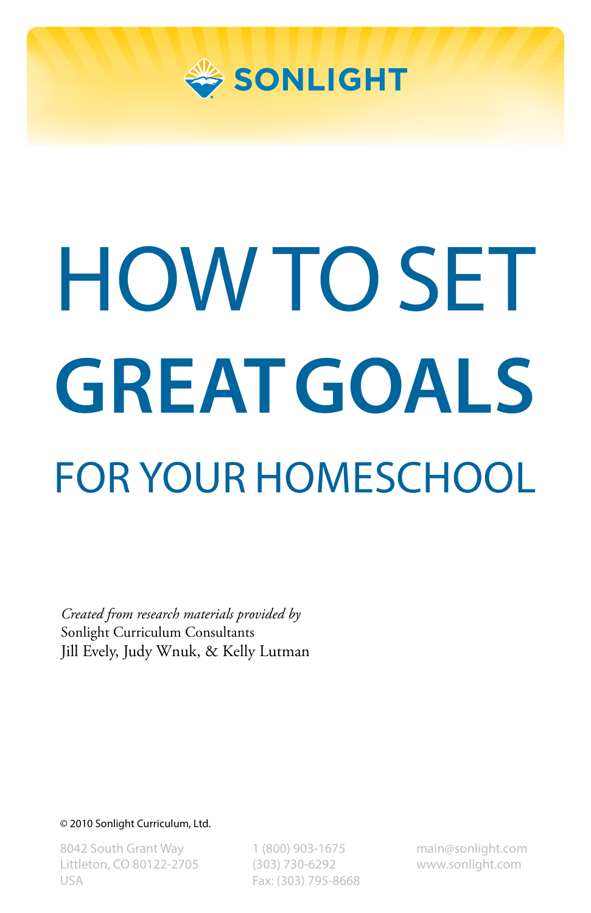SONLIGHT

# HOW TO SET GREAT GOALS FOR YOUR HOMESCHOOL

*Created from research materials provided by*
Sonlight Curriculum Consultants
Jill Evely, Judy Wnuk, & Kelly Lutman

© 2010 Sonlight Curriculum, Ltd.

8042 South Grant Way
Littleton, CO 80122-2705
USA

1 (800) 903-1675
(303) 730-6292
Fax: (303) 795-8668

main@sonlight.com
www.sonlight.com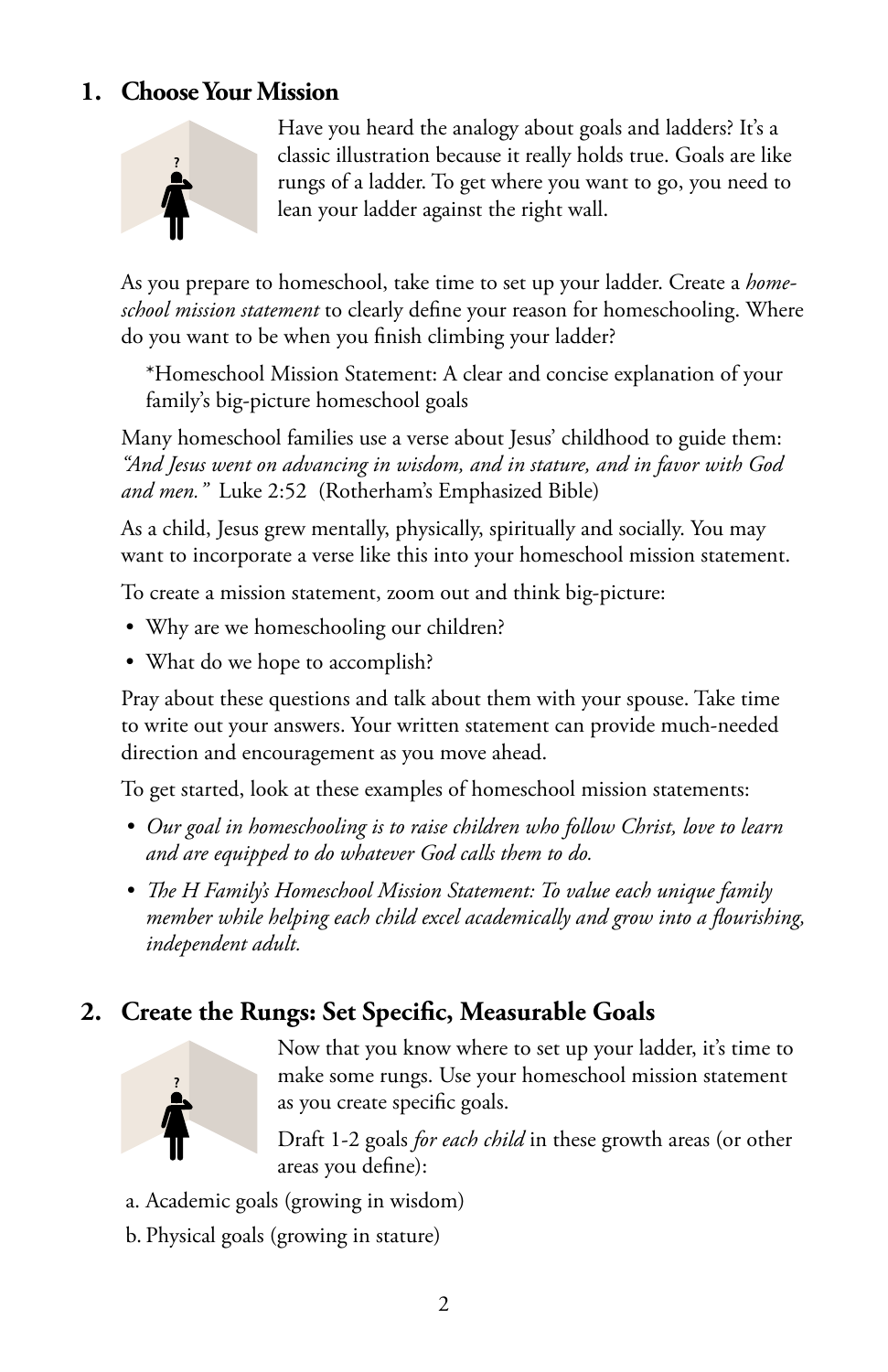## 1. Choose Your Mission

Have you heard the analogy about goals and ladders? It's a classic illustration because it really holds true. Goals are like rungs of a ladder. To get where you want to go, you need to lean your ladder against the right wall.

As you prepare to homeschool, take time to set up your ladder. Create a *homeschool mission statement* to clearly define your reason for homeschooling. Where do you want to be when you finish climbing your ladder?

*Homeschool Mission Statement: A clear and concise explanation of your family's big-picture homeschool goals

Many homeschool families use a verse about Jesus' childhood to guide them: *"And Jesus went on advancing in wisdom, and in stature, and in favor with God and men."* Luke 2:52 (Rotherham's Emphasized Bible)

As a child, Jesus grew mentally, physically, spiritually and socially. You may want to incorporate a verse like this into your homeschool mission statement.

To create a mission statement, zoom out and think big-picture:

- Why are we homeschooling our children?
- What do we hope to accomplish?

Pray about these questions and talk about them with your spouse. Take time to write out your answers. Your written statement can provide much-needed direction and encouragement as you move ahead.

To get started, look at these examples of homeschool mission statements:

- *Our goal in homeschooling is to raise children who follow Christ, love to learn and are equipped to do whatever God calls them to do.*
- *The H Family's Homeschool Mission Statement: To value each unique family member while helping each child excel academically and grow into a flourishing, independent adult.*

## 2. Create the Rungs: Set Specific, Measurable Goals

Now that you know where to set up your ladder, it's time to make some rungs. Use your homeschool mission statement as you create specific goals.

Draft 1-2 goals *for each child* in these growth areas (or other areas you define):

a. Academic goals (growing in wisdom)

b. Physical goals (growing in stature)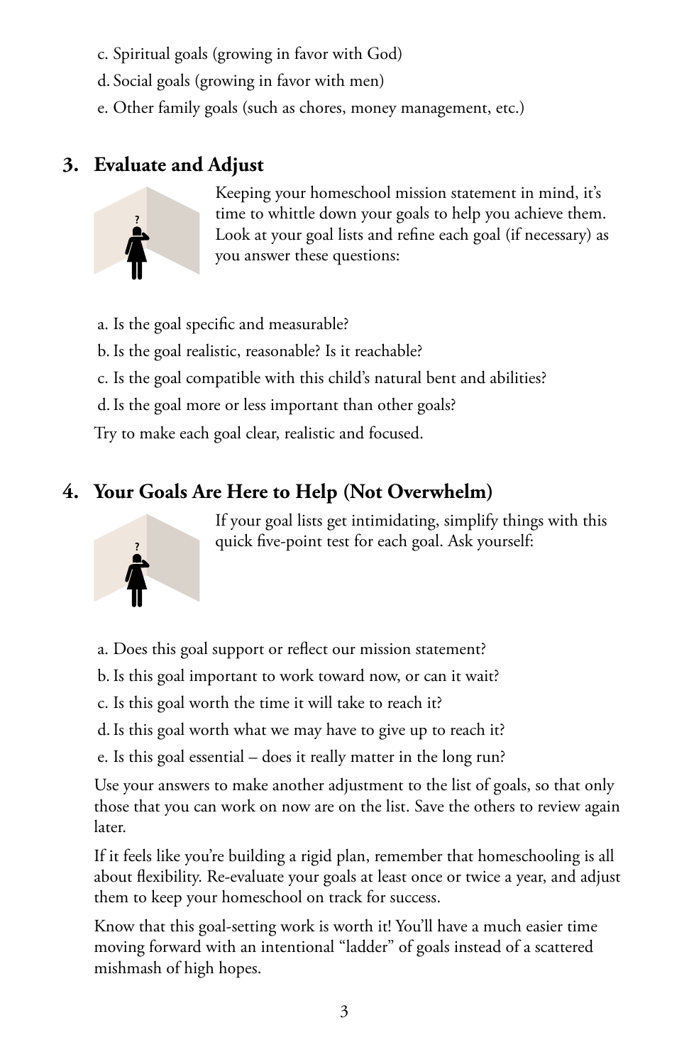c. Spiritual goals (growing in favor with God)
d. Social goals (growing in favor with men)
e. Other family goals (such as chores, money management, etc.)

## 3. Evaluate and Adjust

Keeping your homeschool mission statement in mind, it's time to whittle down your goals to help you achieve them. Look at your goal lists and refine each goal (if necessary) as you answer these questions:

a. Is the goal specific and measurable?
b. Is the goal realistic, reasonable? Is it reachable?
c. Is the goal compatible with this child's natural bent and abilities?
d. Is the goal more or less important than other goals?

Try to make each goal clear, realistic and focused.

## 4. Your Goals Are Here to Help (Not Overwhelm)

If your goal lists get intimidating, simplify things with this quick five-point test for each goal. Ask yourself:

a. Does this goal support or reflect our mission statement?
b. Is this goal important to work toward now, or can it wait?
c. Is this goal worth the time it will take to reach it?
d. Is this goal worth what we may have to give up to reach it?
e. Is this goal essential – does it really matter in the long run?

Use your answers to make another adjustment to the list of goals, so that only those that you can work on now are on the list. Save the others to review again later.

If it feels like you're building a rigid plan, remember that homeschooling is all about flexibility. Re-evaluate your goals at least once or twice a year, and adjust them to keep your homeschool on track for success.

Know that this goal-setting work is worth it! You'll have a much easier time moving forward with an intentional "ladder" of goals instead of a scattered mishmash of high hopes.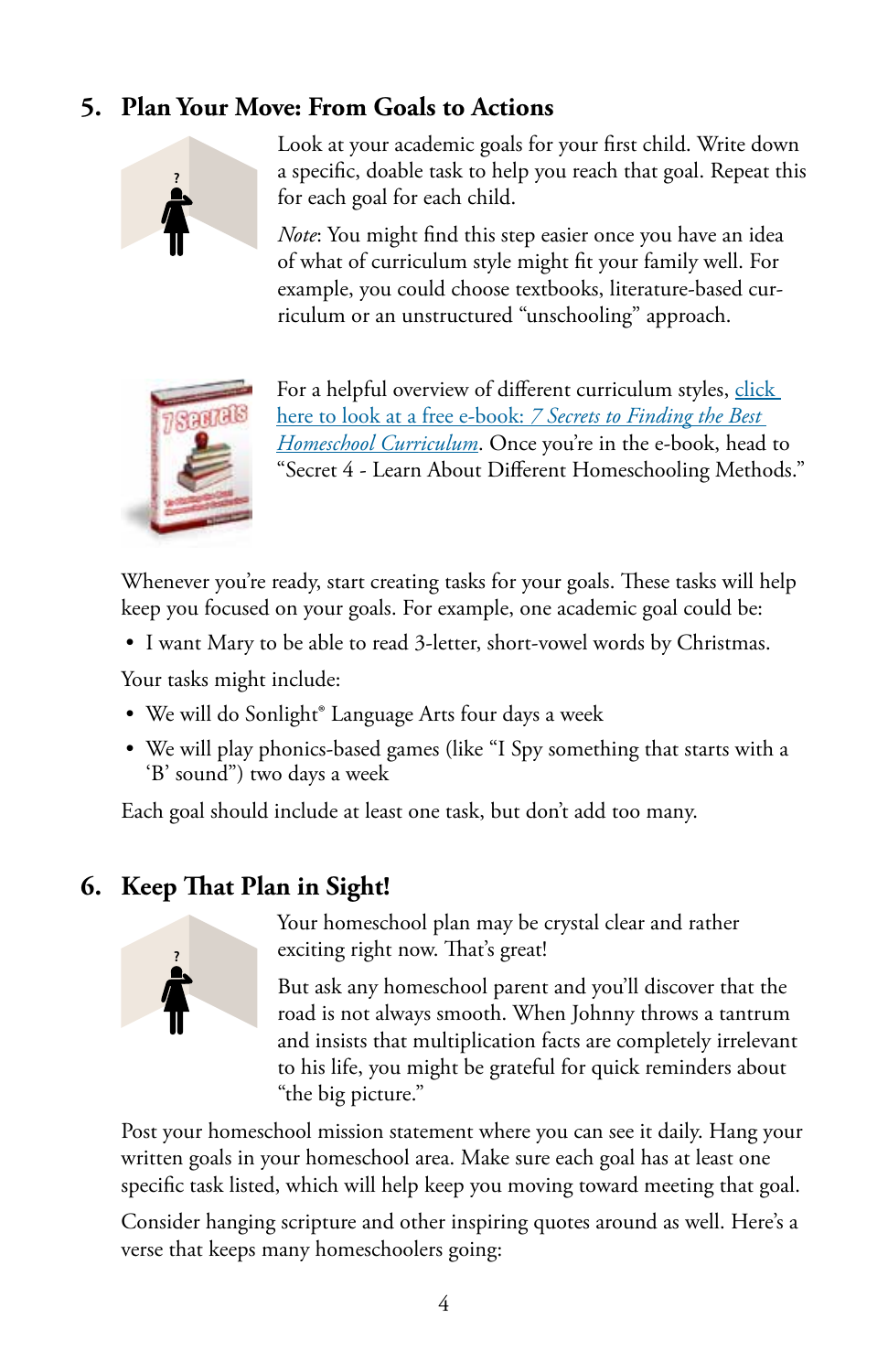## 5. Plan Your Move: From Goals to Actions

Look at your academic goals for your first child. Write down a specific, doable task to help you reach that goal. Repeat this for each goal for each child.

*Note*: You might find this step easier once you have an idea of what of curriculum style might fit your family well. For example, you could choose textbooks, literature-based curriculum or an unstructured "unschooling" approach.

For a helpful overview of different curriculum styles, click here to look at a free e-book: *7 Secrets to Finding the Best Homeschool Curriculum*. Once you're in the e-book, head to "Secret 4 - Learn About Different Homeschooling Methods."

Whenever you're ready, start creating tasks for your goals. These tasks will help keep you focused on your goals. For example, one academic goal could be:

- I want Mary to be able to read 3-letter, short-vowel words by Christmas.

Your tasks might include:

- We will do Sonlight® Language Arts four days a week
- We will play phonics-based games (like "I Spy something that starts with a 'B' sound") two days a week

Each goal should include at least one task, but don't add too many.

## 6. Keep That Plan in Sight!

Your homeschool plan may be crystal clear and rather exciting right now. That's great!

But ask any homeschool parent and you'll discover that the road is not always smooth. When Johnny throws a tantrum and insists that multiplication facts are completely irrelevant to his life, you might be grateful for quick reminders about "the big picture."

Post your homeschool mission statement where you can see it daily. Hang your written goals in your homeschool area. Make sure each goal has at least one specific task listed, which will help keep you moving toward meeting that goal.

Consider hanging scripture and other inspiring quotes around as well. Here's a verse that keeps many homeschoolers going: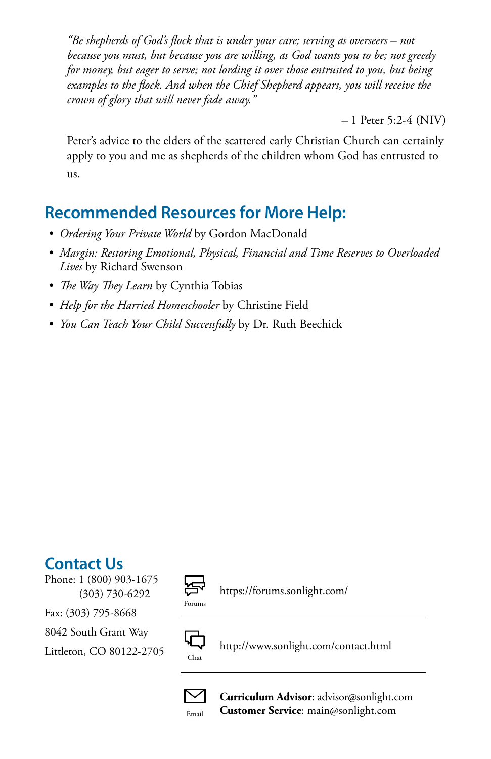*"Be shepherds of God's flock that is under your care; serving as overseers – not because you must, but because you are willing, as God wants you to be; not greedy for money, but eager to serve; not lording it over those entrusted to you, but being examples to the flock. And when the Chief Shepherd appears, you will receive the crown of glory that will never fade away."*

– 1 Peter 5:2-4 (NIV)

Peter's advice to the elders of the scattered early Christian Church can certainly apply to you and me as shepherds of the children whom God has entrusted to us.

## Recommended Resources for More Help:

- *Ordering Your Private World* by Gordon MacDonald
- *Margin: Restoring Emotional, Physical, Financial and Time Reserves to Overloaded Lives* by Richard Swenson
- *The Way They Learn* by Cynthia Tobias
- *Help for the Harried Homeschooler* by Christine Field
- *You Can Teach Your Child Successfully* by Dr. Ruth Beechick

## Contact Us

Phone: 1 (800) 903-1675
(303) 730-6292

Fax: (303) 795-8668

8042 South Grant Way

Littleton, CO 80122-2705

Forums: https://forums.sonlight.com/

Chat: http://www.sonlight.com/contact.html

Email:
**Curriculum Advisor**: advisor@sonlight.com
**Customer Service**: main@sonlight.com